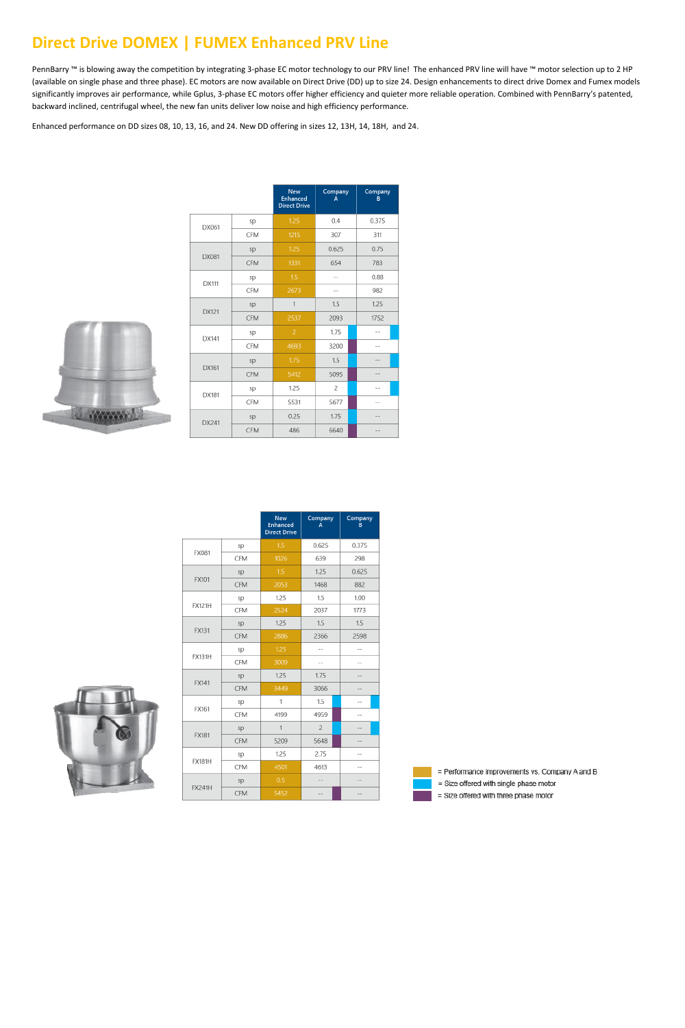# Direct Drive DOMEX | FUMEX Enhanced PRV Line

PennBarry ™ is blowing away the competition by integrating 3-phase EC motor technology to our PRV line! The enhanced PRV line will have ™ motor selection up to 2 HP (available on single phase and three phase). EC motors are now available on Direct Drive (DD) up to size 24. Design enhancements to direct drive Domex and Fumex models significantly improves air performance, while Gplus, 3-phase EC motors offer higher efficiency and quieter more reliable operation. Combined with PennBarry's patented, backward inclined, centrifugal wheel, the new fan units deliver low noise and high efficiency performance.

Enhanced performance on DD sizes 08, 10, 13, 16, and 24. New DD offering in sizes 12, 13H, 14, 18H, and 24.

| | | New Enhanced Direct Drive | Company A | Company B |
|---|---|---|---|---|
| DX061 | sp | 1.25 | 0.4 | 0.375 |
| | CFM | 1215 | 307 | 311 |
| DX081 | sp | 1.25 | 0.625 | 0.75 |
| | CFM | 1331 | 654 | 783 |
| DX111 | sp | 1.5 | -- | 0.88 |
| | CFM | 2673 | -- | 982 |
| DX121 | sp | 1 | 1.5 | 1.25 |
| | CFM | 2537 | 2093 | 1752 |
| DX141 | sp | 2 | 1.75 | -- |
| | CFM | 4693 | 3200 | -- |
| DX161 | sp | 1.75 | 1.5 | -- |
| | CFM | 5412 | 5095 | -- |
| DX181 | sp | 1.25 | 2 | -- |
| | CFM | 5531 | 5677 | -- |
| DX241 | sp | 0.25 | 1.75 | -- |
| | CFM | 486 | 6640 | -- |

| | | New Enhanced Direct Drive | Company A | Company B |
|---|---|---|---|---|
| FX081 | sp | 1.5 | 0.625 | 0.375 |
| | CFM | 1026 | 639 | 298 |
| FX101 | sp | 1.5 | 1.25 | 0.625 |
| | CFM | 2053 | 1468 | 882 |
| FX121H | sp | 1.25 | 1.5 | 1.00 |
| | CFM | 2524 | 2037 | 1773 |
| FX131 | sp | 1.25 | 1.5 | 1.5 |
| | CFM | 2886 | 2366 | 2598 |
| FX131H | sp | 1.25 | -- | -- |
| | CFM | 3009 | -- | -- |
| FX141 | sp | 1.25 | 1.75 | -- |
| | CFM | 3449 | 3066 | -- |
| FX161 | sp | 1 | 1.5 | -- |
| | CFM | 4199 | 4959 | -- |
| FX181 | sp | 1 | 2 | -- |
| | CFM | 5209 | 5648 | -- |
| FX181H | sp | 1.25 | 2.75 | -- |
| | CFM | 4501 | 4613 | -- |
| FX241H | sp | 0.5 | -- | -- |
| | CFM | 5452 | -- | -- |

= Performance improvements vs. Company A and B

= Size offered with single phase motor

= Size offered with three phase motor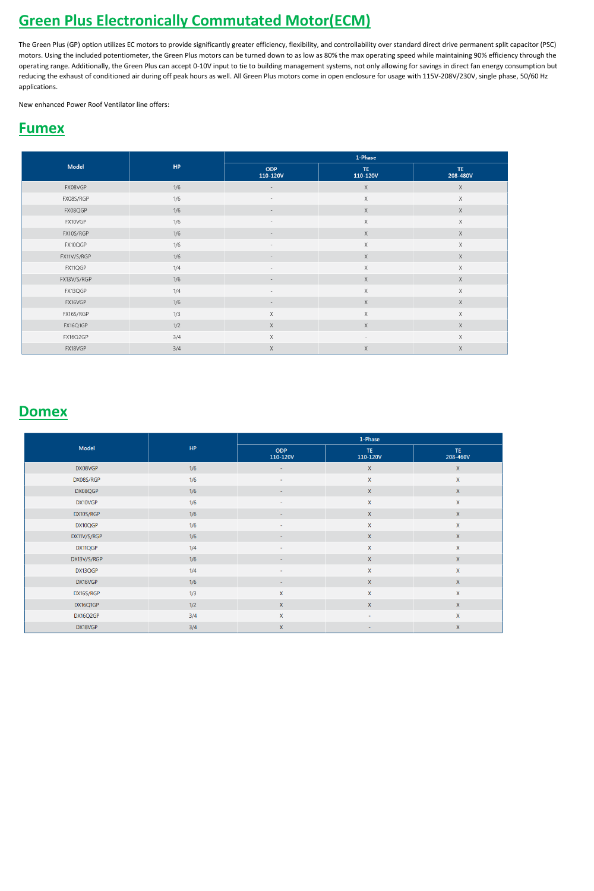# Green Plus Electronically Commutated Motor(ECM)

The Green Plus (GP) option utilizes EC motors to provide significantly greater efficiency, flexibility, and controllability over standard direct drive permanent split capacitor (PSC) motors. Using the included potentiometer, the Green Plus motors can be turned down to as low as 80% the max operating speed while maintaining 90% efficiency through the operating range. Additionally, the Green Plus can accept 0-10V input to tie to building management systems, not only allowing for savings in direct fan energy consumption but reducing the exhaust of conditioned air during off peak hours as well. All Green Plus motors come in open enclosure for usage with 115V-208V/230V, single phase, 50/60 Hz applications.

New enhanced Power Roof Ventilator line offers:

## Fumex

| Model | HP | 1-Phase | | |
|---|---|---|---|---|
| | | ODP 110-120V | TE 110-120V | TE 208-480V |
| FX08VGP | 1/6 | - | X | X |
| FX08S/RGP | 1/6 | - | X | X |
| FX08QGP | 1/6 | - | X | X |
| FX10VGP | 1/6 | - | X | X |
| FX10S/RGP | 1/6 | - | X | X |
| FX10QGP | 1/6 | - | X | X |
| FX11V/S/RGP | 1/6 | - | X | X |
| FX11QGP | 1/4 | - | X | X |
| FX13V/S/RGP | 1/6 | - | X | X |
| FX13QGP | 1/4 | - | X | X |
| FX16VGP | 1/6 | - | X | X |
| FX16S/RGP | 1/3 | X | X | X |
| FX16Q1GP | 1/2 | X | X | X |
| FX16Q2GP | 3/4 | X | - | X |
| FX18VGP | 3/4 | X | X | X |

## Domex

| Model | HP | 1-Phase | | |
|---|---|---|---|---|
| | | ODP 110-120V | TE 110-120V | TE 208-460V |
| DX08VGP | 1/6 | - | X | X |
| DX08S/RGP | 1/6 | - | X | X |
| DX08QGP | 1/6 | - | X | X |
| DX10VGP | 1/6 | - | X | X |
| DX10S/RGP | 1/6 | - | X | X |
| DX10QGP | 1/6 | - | X | X |
| DX11V/S/RGP | 1/6 | - | X | X |
| DX11QGP | 1/4 | - | X | X |
| DX13V/S/RGP | 1/6 | - | X | X |
| DX13QGP | 1/4 | - | X | X |
| DX16VGP | 1/6 | - | X | X |
| DX16S/RGP | 1/3 | X | X | X |
| DX16Q1GP | 1/2 | X | X | X |
| DX16Q2GP | 3/4 | X | - | X |
| DX18VGP | 3/4 | X | - | X |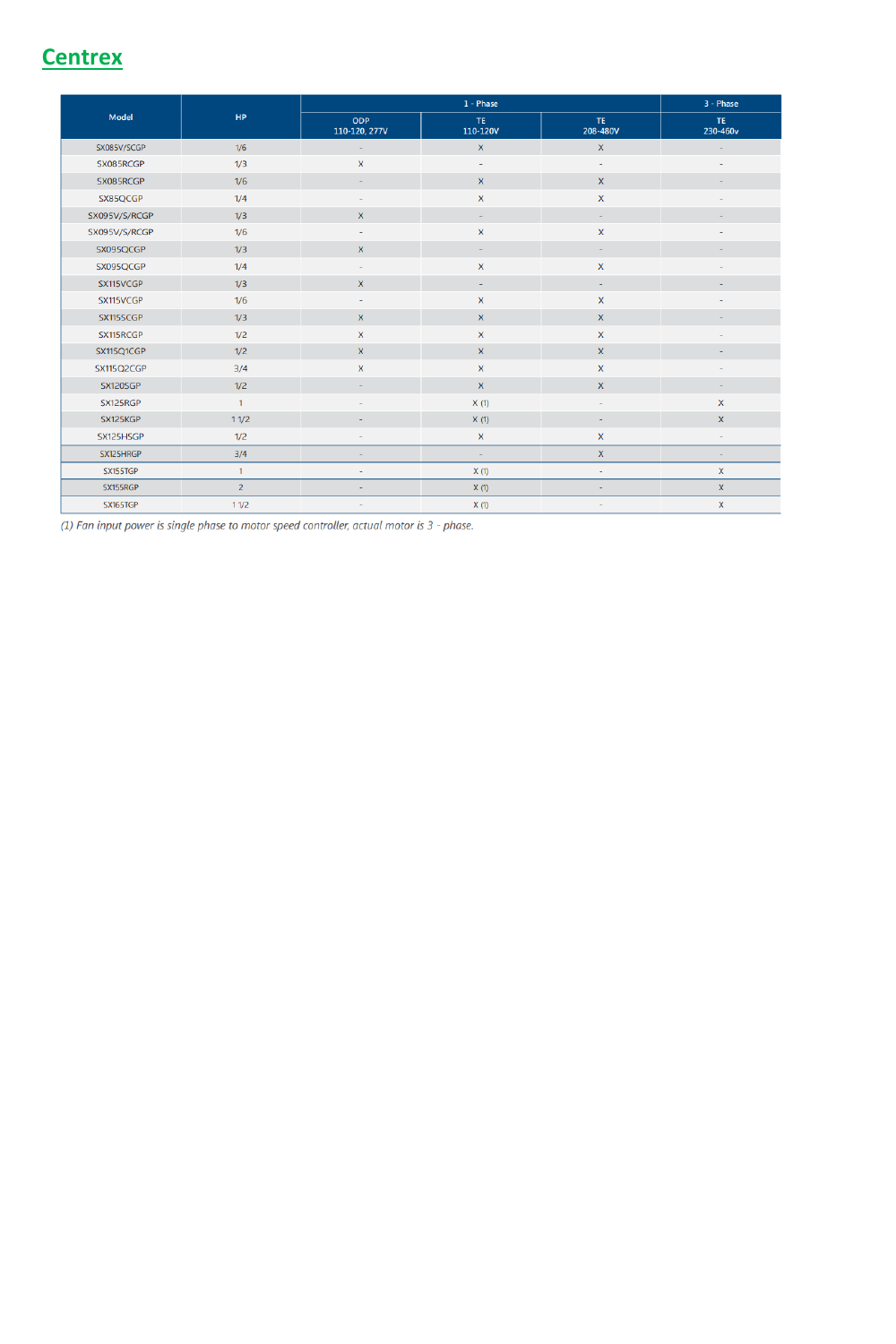## Centrex

| Model | HP | 1 - Phase | | | 3 - Phase |
|---|---|---|---|---|---|
| | | ODP<br>110-120, 277V | TE<br>110-120V | TE<br>208-480V | TE<br>230-460v |
| SX085V/SCGP | 1/6 | - | X | X | - |
| SX085RCGP | 1/3 | X | - | - | - |
| SX085RCGP | 1/6 | - | X | X | - |
| SX85QCGP | 1/4 | - | X | X | - |
| SX095V/S/RCGP | 1/3 | X | - | - | - |
| SX095V/S/RCGP | 1/6 | - | X | X | - |
| SX095QCGP | 1/3 | X | - | - | - |
| SX095QCGP | 1/4 | - | X | X | - |
| SX115VCGP | 1/3 | X | - | - | - |
| SX115VCGP | 1/6 | - | X | X | - |
| SX115SCGP | 1/3 | X | X | X | - |
| SX115RCGP | 1/2 | X | X | X | - |
| SX115Q1CGP | 1/2 | X | X | X | - |
| SX115Q2CGP | 3/4 | X | X | X | - |
| SX120SGP | 1/2 | - | X | X | - |
| SX125RGP | 1 | - | X (1) | - | X |
| SX125KGP | 1 1/2 | - | X (1) | - | X |
| SX125HSGP | 1/2 | - | X | X | - |
| SX125HRGP | 3/4 | - | - | X | - |
| SX155TGP | 1 | - | X (1) | - | X |
| SX155RGP | 2 | - | X (1) | - | X |
| SX165TGP | 1 1/2 | - | X (1) | - | X |

*(1) Fan input power is single phase to motor speed controller, actual motor is 3 - phase.*